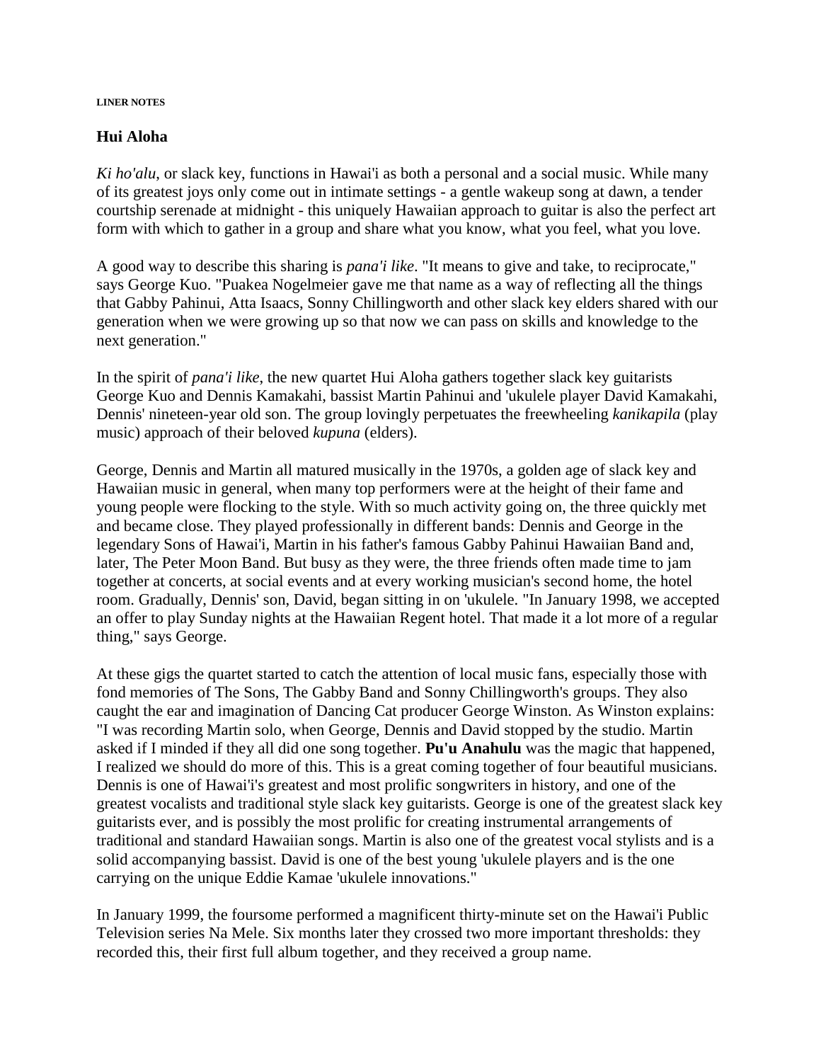**LINER NOTES**

## Hui Aloha

*Ki ho'alu*, or slack key, functions in Hawai'i as both a personal and a social music. While many of its greatest joys only come out in intimate settings - a gentle wakeup song at dawn, a tender courtship serenade at midnight - this uniquely Hawaiian approach to guitar is also the perfect art form with which to gather in a group and share what you know, what you feel, what you love.

A good way to describe this sharing is *pana'i like*. "It means to give and take, to reciprocate," says George Kuo. "Puakea Nogelmeier gave me that name as a way of reflecting all the things that Gabby Pahinui, Atta Isaacs, Sonny Chillingworth and other slack key elders shared with our generation when we were growing up so that now we can pass on skills and knowledge to the next generation."

In the spirit of *pana'i like*, the new quartet Hui Aloha gathers together slack key guitarists George Kuo and Dennis Kamakahi, bassist Martin Pahinui and 'ukulele player David Kamakahi, Dennis' nineteen-year old son. The group lovingly perpetuates the freewheeling *kanikapila* (play music) approach of their beloved *kupuna* (elders).

George, Dennis and Martin all matured musically in the 1970s, a golden age of slack key and Hawaiian music in general, when many top performers were at the height of their fame and young people were flocking to the style. With so much activity going on, the three quickly met and became close. They played professionally in different bands: Dennis and George in the legendary Sons of Hawai'i, Martin in his father's famous Gabby Pahinui Hawaiian Band and, later, The Peter Moon Band. But busy as they were, the three friends often made time to jam together at concerts, at social events and at every working musician's second home, the hotel room. Gradually, Dennis' son, David, began sitting in on 'ukulele. "In January 1998, we accepted an offer to play Sunday nights at the Hawaiian Regent hotel. That made it a lot more of a regular thing," says George.

At these gigs the quartet started to catch the attention of local music fans, especially those with fond memories of The Sons, The Gabby Band and Sonny Chillingworth's groups. They also caught the ear and imagination of Dancing Cat producer George Winston. As Winston explains: "I was recording Martin solo, when George, Dennis and David stopped by the studio. Martin asked if I minded if they all did one song together. **Pu'u Anahulu** was the magic that happened, I realized we should do more of this. This is a great coming together of four beautiful musicians. Dennis is one of Hawai'i's greatest and most prolific songwriters in history, and one of the greatest vocalists and traditional style slack key guitarists. George is one of the greatest slack key guitarists ever, and is possibly the most prolific for creating instrumental arrangements of traditional and standard Hawaiian songs. Martin is also one of the greatest vocal stylists and is a solid accompanying bassist. David is one of the best young 'ukulele players and is the one carrying on the unique Eddie Kamae 'ukulele innovations."

In January 1999, the foursome performed a magnificent thirty-minute set on the Hawai'i Public Television series Na Mele. Six months later they crossed two more important thresholds: they recorded this, their first full album together, and they received a group name.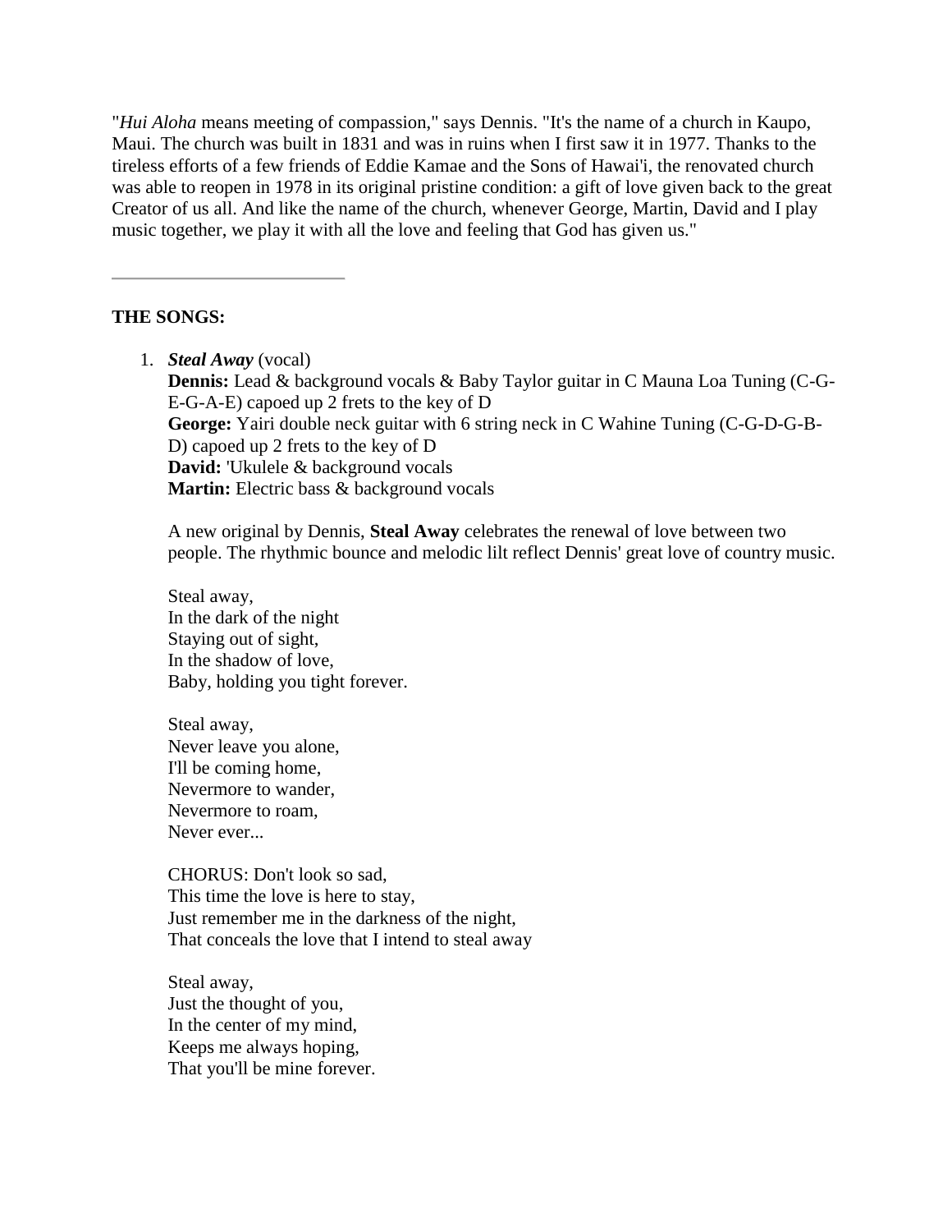"*Hui Aloha* means meeting of compassion," says Dennis. "It's the name of a church in Kaupo, Maui. The church was built in 1831 and was in ruins when I first saw it in 1977. Thanks to the tireless efforts of a few friends of Eddie Kamae and the Sons of Hawai'i, the renovated church was able to reopen in 1978 in its original pristine condition: a gift of love given back to the great Creator of us all. And like the name of the church, whenever George, Martin, David and I play music together, we play it with all the love and feeling that God has given us."

---

**THE SONGS:**

1. ***Steal Away*** (vocal)
   **Dennis:** Lead & background vocals & Baby Taylor guitar in C Mauna Loa Tuning (C-G-E-G-A-E) capoed up 2 frets to the key of D
   **George:** Yairi double neck guitar with 6 string neck in C Wahine Tuning (C-G-D-G-B-D) capoed up 2 frets to the key of D
   **David:** 'Ukulele & background vocals
   **Martin:** Electric bass & background vocals

   A new original by Dennis, **Steal Away** celebrates the renewal of love between two people. The rhythmic bounce and melodic lilt reflect Dennis' great love of country music.

   Steal away,
   In the dark of the night
   Staying out of sight,
   In the shadow of love,
   Baby, holding you tight forever.

   Steal away,
   Never leave you alone,
   I'll be coming home,
   Nevermore to wander,
   Nevermore to roam,
   Never ever...

   CHORUS: Don't look so sad,
   This time the love is here to stay,
   Just remember me in the darkness of the night,
   That conceals the love that I intend to steal away

   Steal away,
   Just the thought of you,
   In the center of my mind,
   Keeps me always hoping,
   That you'll be mine forever.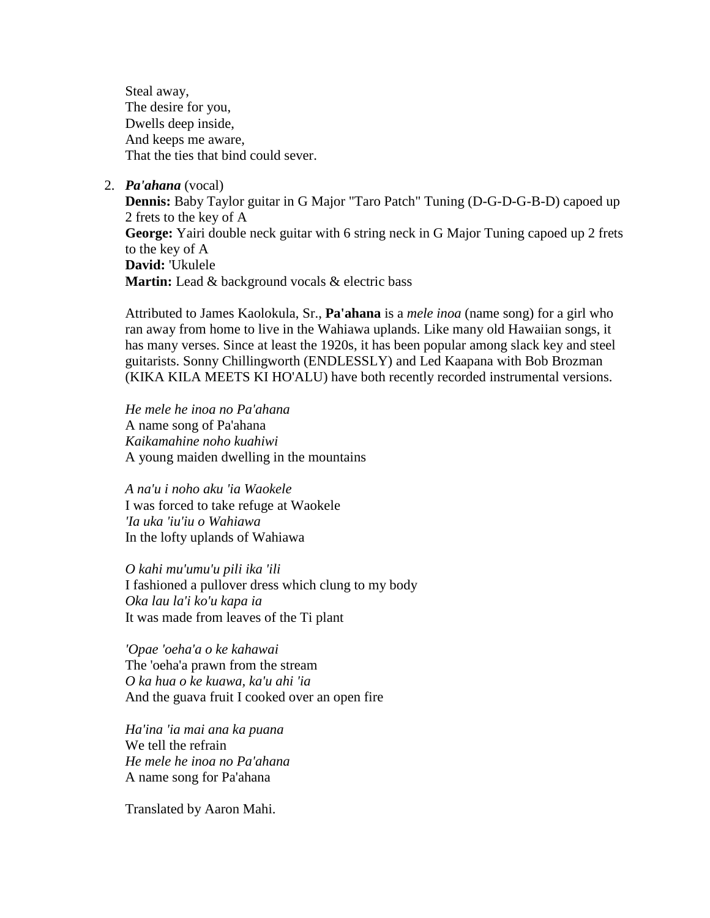Steal away,
The desire for you,
Dwells deep inside,
And keeps me aware,
That the ties that bind could sever.

2. ***Pa'ahana*** (vocal)
   **Dennis:** Baby Taylor guitar in G Major "Taro Patch" Tuning (D-G-D-G-B-D) capoed up 2 frets to the key of A
   **George:** Yairi double neck guitar with 6 string neck in G Major Tuning capoed up 2 frets to the key of A
   **David:** 'Ukulele
   **Martin:** Lead & background vocals & electric bass

   Attributed to James Kaolokula, Sr., **Pa'ahana** is a *mele inoa* (name song) for a girl who ran away from home to live in the Wahiawa uplands. Like many old Hawaiian songs, it has many verses. Since at least the 1920s, it has been popular among slack key and steel guitarists. Sonny Chillingworth (ENDLESSLY) and Led Kaapana with Bob Brozman (KIKA KILA MEETS KI HO'ALU) have both recently recorded instrumental versions.

   *He mele he inoa no Pa'ahana*
   A name song of Pa'ahana
   *Kaikamahine noho kuahiwi*
   A young maiden dwelling in the mountains

   *A na'u i noho aku 'ia Waokele*
   I was forced to take refuge at Waokele
   *'Ia uka 'iu'iu o Wahiawa*
   In the lofty uplands of Wahiawa

   *O kahi mu'umu'u pili ika 'ili*
   I fashioned a pullover dress which clung to my body
   *Oka lau la'i ko'u kapa ia*
   It was made from leaves of the Ti plant

   *'Opae 'oeha'a o ke kahawai*
   The 'oeha'a prawn from the stream
   *O ka hua o ke kuawa, ka'u ahi 'ia*
   And the guava fruit I cooked over an open fire

   *Ha'ina 'ia mai ana ka puana*
   We tell the refrain
   *He mele he inoa no Pa'ahana*
   A name song for Pa'ahana

   Translated by Aaron Mahi.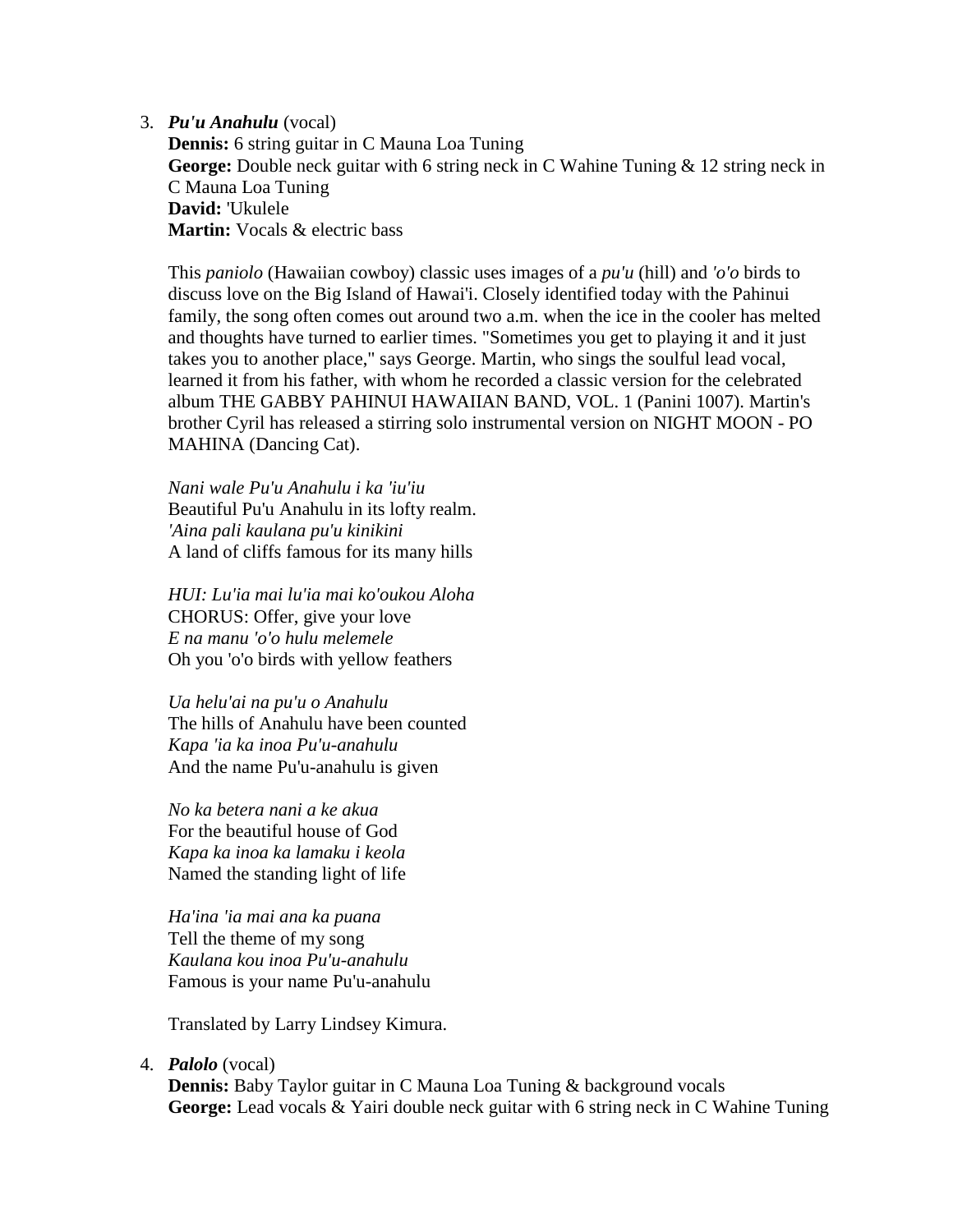3. ***Pu'u Anahulu*** (vocal)
   **Dennis:** 6 string guitar in C Mauna Loa Tuning
   **George:** Double neck guitar with 6 string neck in C Wahine Tuning & 12 string neck in C Mauna Loa Tuning
   **David:** 'Ukulele
   **Martin:** Vocals & electric bass

   This *paniolo* (Hawaiian cowboy) classic uses images of a *pu'u* (hill) and *'o'o* birds to discuss love on the Big Island of Hawai'i. Closely identified today with the Pahinui family, the song often comes out around two a.m. when the ice in the cooler has melted and thoughts have turned to earlier times. "Sometimes you get to playing it and it just takes you to another place," says George. Martin, who sings the soulful lead vocal, learned it from his father, with whom he recorded a classic version for the celebrated album THE GABBY PAHINUI HAWAIIAN BAND, VOL. 1 (Panini 1007). Martin's brother Cyril has released a stirring solo instrumental version on NIGHT MOON - PO MAHINA (Dancing Cat).

   *Nani wale Pu'u Anahulu i ka 'iu'iu*
   Beautiful Pu'u Anahulu in its lofty realm.
   *'Aina pali kaulana pu'u kinikini*
   A land of cliffs famous for its many hills

   *HUI: Lu'ia mai lu'ia mai ko'oukou Aloha*
   CHORUS: Offer, give your love
   *E na manu 'o'o hulu melemele*
   Oh you 'o'o birds with yellow feathers

   *Ua helu'ai na pu'u o Anahulu*
   The hills of Anahulu have been counted
   *Kapa 'ia ka inoa Pu'u-anahulu*
   And the name Pu'u-anahulu is given

   *No ka betera nani a ke akua*
   For the beautiful house of God
   *Kapa ka inoa ka lamaku i keola*
   Named the standing light of life

   *Ha'ina 'ia mai ana ka puana*
   Tell the theme of my song
   *Kaulana kou inoa Pu'u-anahulu*
   Famous is your name Pu'u-anahulu

   Translated by Larry Lindsey Kimura.

4. ***Palolo*** (vocal)
   **Dennis:** Baby Taylor guitar in C Mauna Loa Tuning & background vocals
   **George:** Lead vocals & Yairi double neck guitar with 6 string neck in C Wahine Tuning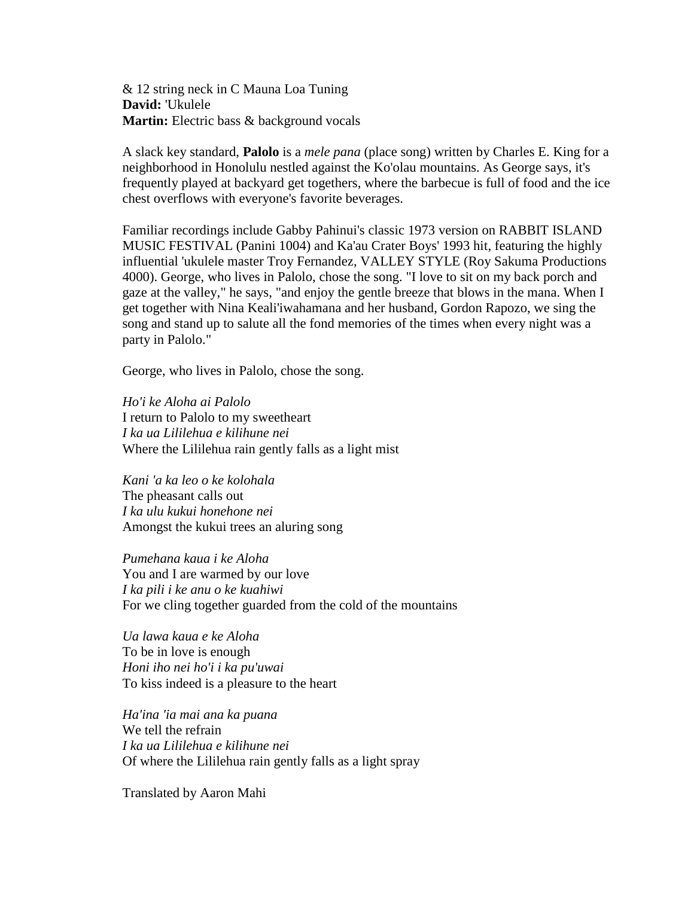& 12 string neck in C Mauna Loa Tuning
**David:** 'Ukulele
**Martin:** Electric bass & background vocals

A slack key standard, **Palolo** is a *mele pana* (place song) written by Charles E. King for a neighborhood in Honolulu nestled against the Ko'olau mountains. As George says, it's frequently played at backyard get togethers, where the barbecue is full of food and the ice chest overflows with everyone's favorite beverages.

Familiar recordings include Gabby Pahinui's classic 1973 version on RABBIT ISLAND MUSIC FESTIVAL (Panini 1004) and Ka'au Crater Boys' 1993 hit, featuring the highly influential 'ukulele master Troy Fernandez, VALLEY STYLE (Roy Sakuma Productions 4000). George, who lives in Palolo, chose the song. "I love to sit on my back porch and gaze at the valley," he says, "and enjoy the gentle breeze that blows in the mana. When I get together with Nina Keali'iwahamana and her husband, Gordon Rapozo, we sing the song and stand up to salute all the fond memories of the times when every night was a party in Palolo."

George, who lives in Palolo, chose the song.

*Ho'i ke Aloha ai Palolo*
I return to Palolo to my sweetheart
*I ka ua Lililehua e kilihune nei*
Where the Lililehua rain gently falls as a light mist

*Kani 'a ka leo o ke kolohala*
The pheasant calls out
*I ka ulu kukui honehone nei*
Amongst the kukui trees an aluring song

*Pumehana kaua i ke Aloha*
You and I are warmed by our love
*I ka pili i ke anu o ke kuahiwi*
For we cling together guarded from the cold of the mountains

*Ua lawa kaua e ke Aloha*
To be in love is enough
*Honi iho nei ho'i i ka pu'uwai*
To kiss indeed is a pleasure to the heart

*Ha'ina 'ia mai ana ka puana*
We tell the refrain
*I ka ua Lililehua e kilihune nei*
Of where the Lililehua rain gently falls as a light spray

Translated by Aaron Mahi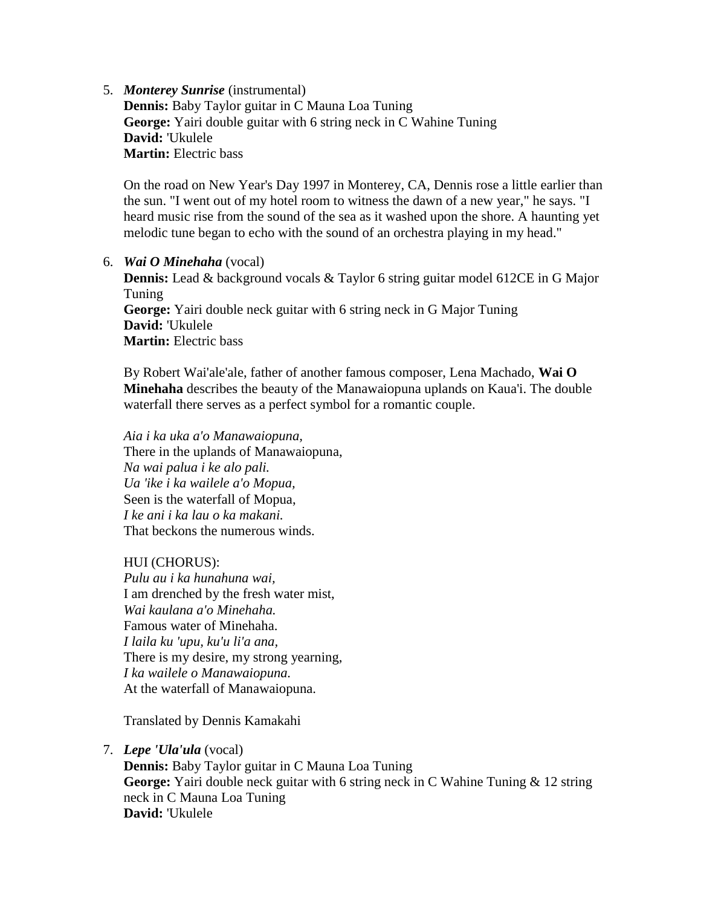5. ***Monterey Sunrise*** (instrumental)
   **Dennis:** Baby Taylor guitar in C Mauna Loa Tuning
   **George:** Yairi double guitar with 6 string neck in C Wahine Tuning
   **David:** 'Ukulele
   **Martin:** Electric bass

   On the road on New Year's Day 1997 in Monterey, CA, Dennis rose a little earlier than the sun. "I went out of my hotel room to witness the dawn of a new year," he says. "I heard music rise from the sound of the sea as it washed upon the shore. A haunting yet melodic tune began to echo with the sound of an orchestra playing in my head."

6. ***Wai O Minehaha*** (vocal)
   **Dennis:** Lead & background vocals & Taylor 6 string guitar model 612CE in G Major Tuning
   **George:** Yairi double neck guitar with 6 string neck in G Major Tuning
   **David:** 'Ukulele
   **Martin:** Electric bass

   By Robert Wai'ale'ale, father of another famous composer, Lena Machado, **Wai O Minehaha** describes the beauty of the Manawaiopuna uplands on Kaua'i. The double waterfall there serves as a perfect symbol for a romantic couple.

   *Aia i ka uka a'o Manawaiopuna,*
   There in the uplands of Manawaiopuna,
   *Na wai palua i ke alo pali.*
   *Ua 'ike i ka wailele a'o Mopua,*
   Seen is the waterfall of Mopua,
   *I ke ani i ka lau o ka makani.*
   That beckons the numerous winds.

   HUI (CHORUS):
   *Pulu au i ka hunahuna wai,*
   I am drenched by the fresh water mist,
   *Wai kaulana a'o Minehaha.*
   Famous water of Minehaha.
   *I laila ku 'upu, ku'u li'a ana,*
   There is my desire, my strong yearning,
   *I ka wailele o Manawaiopuna.*
   At the waterfall of Manawaiopuna.

   Translated by Dennis Kamakahi

7. ***Lepe 'Ula'ula*** (vocal)
   **Dennis:** Baby Taylor guitar in C Mauna Loa Tuning
   **George:** Yairi double neck guitar with 6 string neck in C Wahine Tuning & 12 string neck in C Mauna Loa Tuning
   **David:** 'Ukulele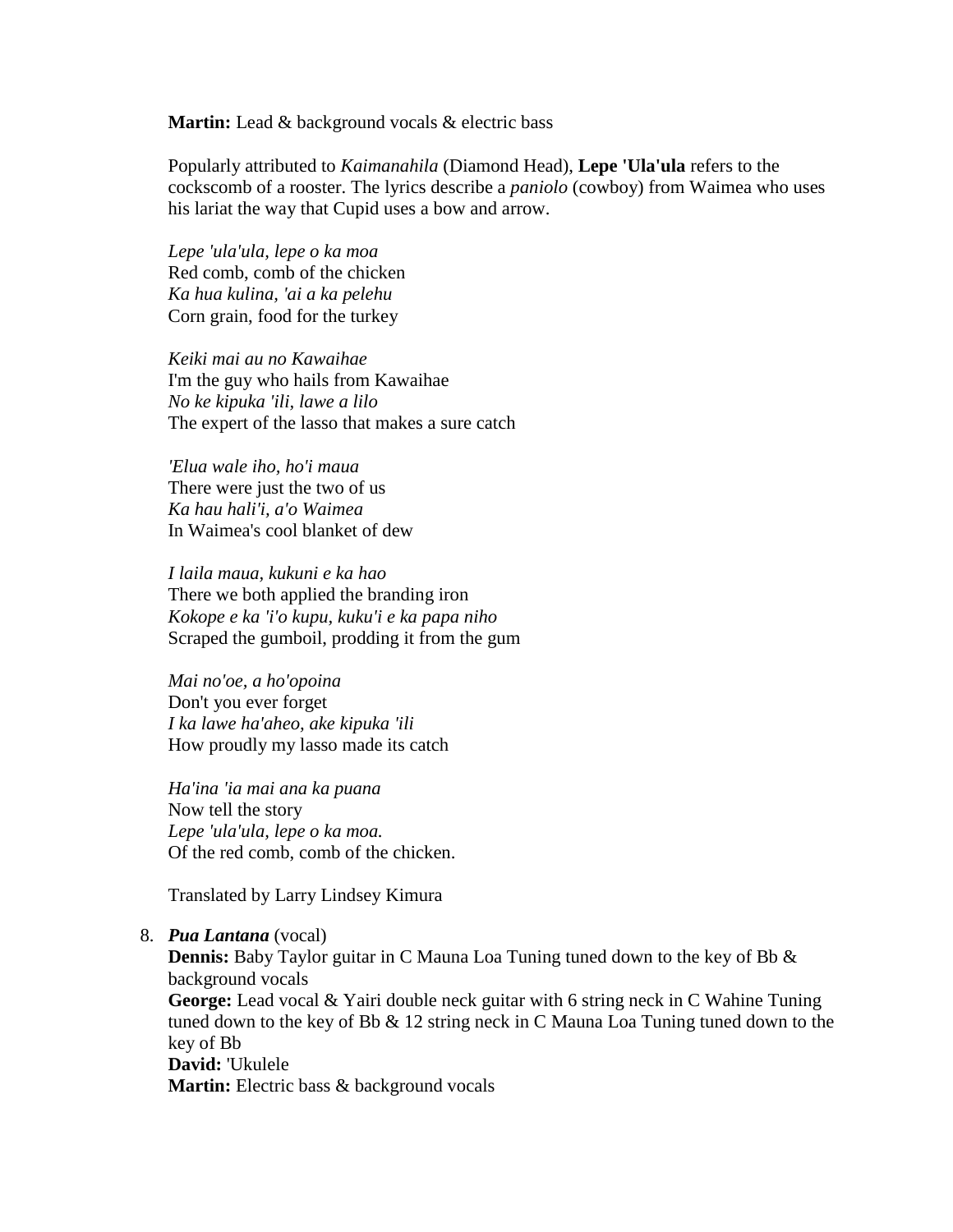**Martin:** Lead & background vocals & electric bass

Popularly attributed to *Kaimanahila* (Diamond Head), **Lepe 'Ula'ula** refers to the cockscomb of a rooster. The lyrics describe a *paniolo* (cowboy) from Waimea who uses his lariat the way that Cupid uses a bow and arrow.

*Lepe 'ula'ula, lepe o ka moa*  
Red comb, comb of the chicken  
*Ka hua kulina, 'ai a ka pelehu*  
Corn grain, food for the turkey

*Keiki mai au no Kawaihae*  
I'm the guy who hails from Kawaihae  
*No ke kipuka 'ili, lawe a lilo*  
The expert of the lasso that makes a sure catch

*'Elua wale iho, ho'i maua*  
There were just the two of us  
*Ka hau hali'i, a'o Waimea*  
In Waimea's cool blanket of dew

*I laila maua, kukuni e ka hao*  
There we both applied the branding iron  
*Kokope e ka 'i'o kupu, kuku'i e ka papa niho*  
Scraped the gumboil, prodding it from the gum

*Mai no'oe, a ho'opoina*  
Don't you ever forget  
*I ka lawe ha'aheo, ake kipuka 'ili*  
How proudly my lasso made its catch

*Ha'ina 'ia mai ana ka puana*  
Now tell the story  
*Lepe 'ula'ula, lepe o ka moa.*  
Of the red comb, comb of the chicken.

Translated by Larry Lindsey Kimura

8. ***Pua Lantana*** (vocal)  
   **Dennis:** Baby Taylor guitar in C Mauna Loa Tuning tuned down to the key of Bb & background vocals  
   **George:** Lead vocal & Yairi double neck guitar with 6 string neck in C Wahine Tuning tuned down to the key of Bb & 12 string neck in C Mauna Loa Tuning tuned down to the key of Bb  
   **David:** 'Ukulele  
   **Martin:** Electric bass & background vocals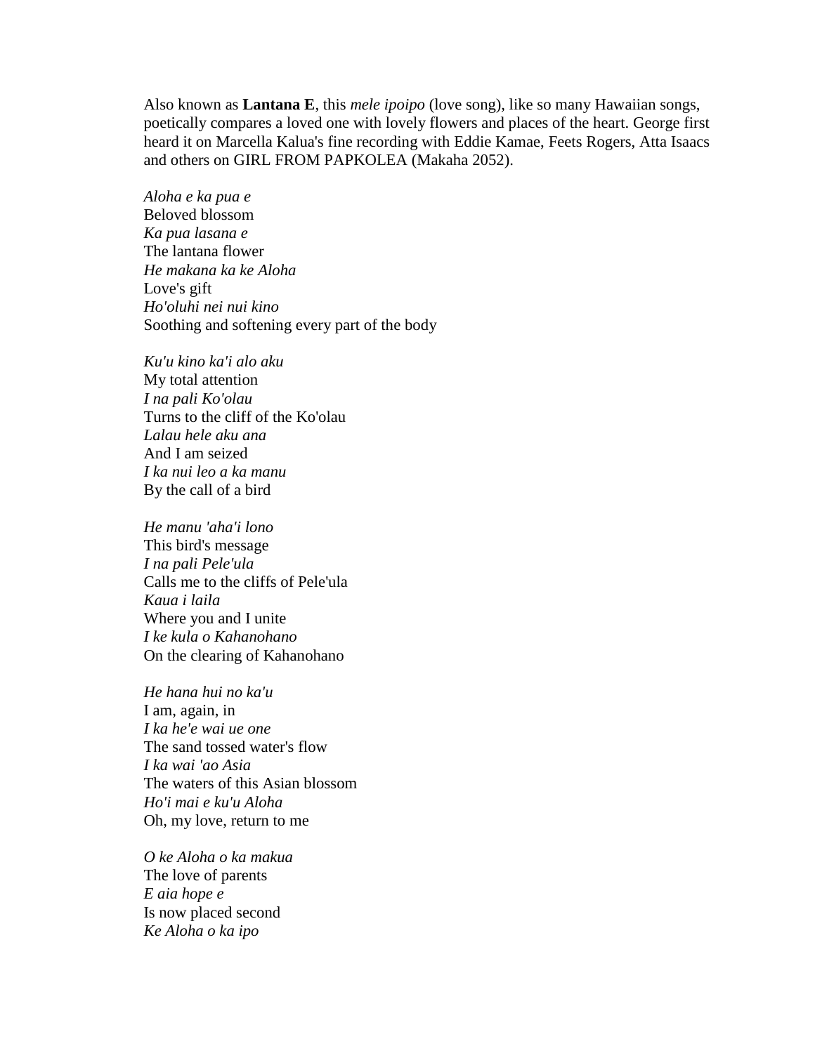Also known as **Lantana E**, this *mele ipoipo* (love song), like so many Hawaiian songs, poetically compares a loved one with lovely flowers and places of the heart. George first heard it on Marcella Kalua's fine recording with Eddie Kamae, Feets Rogers, Atta Isaacs and others on GIRL FROM PAPKOLEA (Makaha 2052).

*Aloha e ka pua e*  
Beloved blossom  
*Ka pua lasana e*  
The lantana flower  
*He makana ka ke Aloha*  
Love's gift  
*Ho'oluhi nei nui kino*  
Soothing and softening every part of the body

*Ku'u kino ka'i alo aku*  
My total attention  
*I na pali Ko'olau*  
Turns to the cliff of the Ko'olau  
*Lalau hele aku ana*  
And I am seized  
*I ka nui leo a ka manu*  
By the call of a bird

*He manu 'aha'i lono*  
This bird's message  
*I na pali Pele'ula*  
Calls me to the cliffs of Pele'ula  
*Kaua i laila*  
Where you and I unite  
*I ke kula o Kahanohano*  
On the clearing of Kahanohano

*He hana hui no ka'u*  
I am, again, in  
*I ka he'e wai ue one*  
The sand tossed water's flow  
*I ka wai 'ao Asia*  
The waters of this Asian blossom  
*Ho'i mai e ku'u Aloha*  
Oh, my love, return to me

*O ke Aloha o ka makua*  
The love of parents  
*E aia hope e*  
Is now placed second  
*Ke Aloha o ka ipo*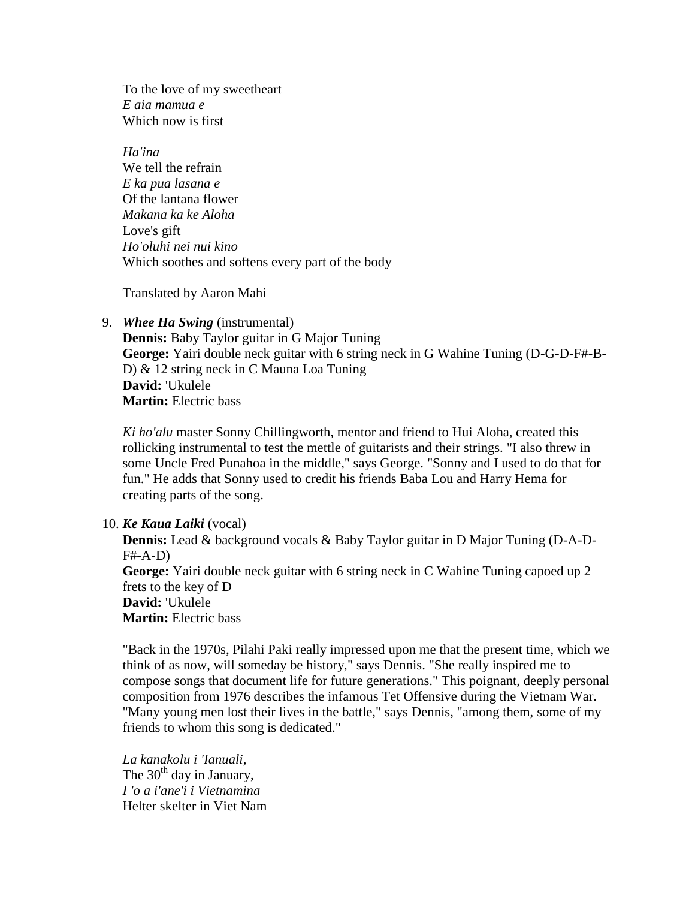To the love of my sweetheart  
*E aia mamua e*  
Which now is first

*Ha'ina*  
We tell the refrain  
*E ka pua lasana e*  
Of the lantana flower  
*Makana ka ke Aloha*  
Love's gift  
*Ho'oluhi nei nui kino*  
Which soothes and softens every part of the body

Translated by Aaron Mahi

9. ***Whee Ha Swing*** (instrumental)  
   **Dennis:** Baby Taylor guitar in G Major Tuning  
   **George:** Yairi double neck guitar with 6 string neck in G Wahine Tuning (D-G-D-F#-B-D) & 12 string neck in C Mauna Loa Tuning  
   **David:** 'Ukulele  
   **Martin:** Electric bass

   *Ki ho'alu* master Sonny Chillingworth, mentor and friend to Hui Aloha, created this rollicking instrumental to test the mettle of guitarists and their strings. "I also threw in some Uncle Fred Punahoa in the middle," says George. "Sonny and I used to do that for fun." He adds that Sonny used to credit his friends Baba Lou and Harry Hema for creating parts of the song.

10. ***Ke Kaua Laiki*** (vocal)  
    **Dennis:** Lead & background vocals & Baby Taylor guitar in D Major Tuning (D-A-D-F#-A-D)  
    **George:** Yairi double neck guitar with 6 string neck in C Wahine Tuning capoed up 2 frets to the key of D  
    **David:** 'Ukulele  
    **Martin:** Electric bass

    "Back in the 1970s, Pilahi Paki really impressed upon me that the present time, which we think of as now, will someday be history," says Dennis. "She really inspired me to compose songs that document life for future generations." This poignant, deeply personal composition from 1976 describes the infamous Tet Offensive during the Vietnam War. "Many young men lost their lives in the battle," says Dennis, "among them, some of my friends to whom this song is dedicated."

    *La kanakolu i 'Ianuali,*  
    The 30th day in January,  
    *I 'o a i'ane'i i Vietnamina*  
    Helter skelter in Viet Nam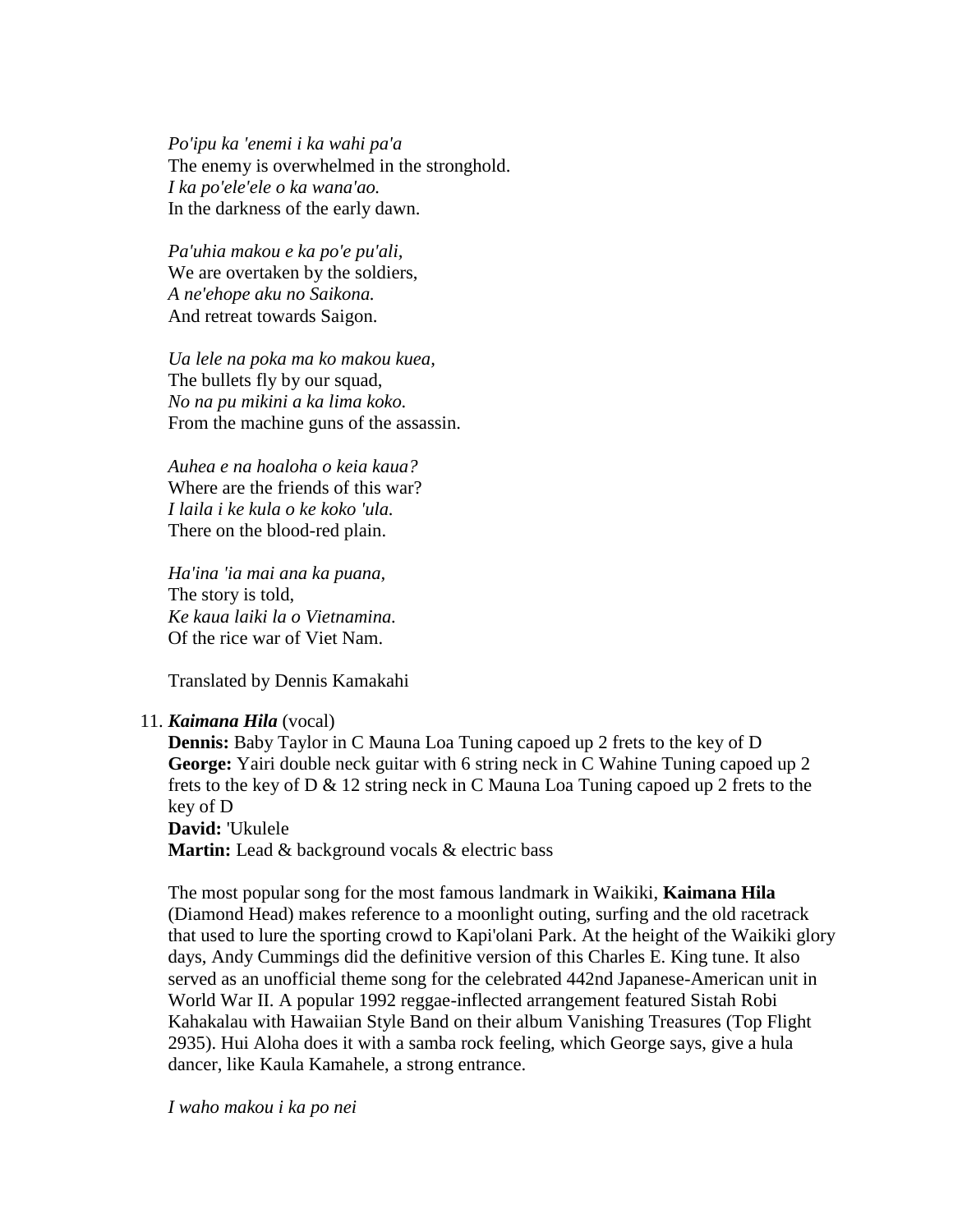*Po'ipu ka 'enemi i ka wahi pa'a*
The enemy is overwhelmed in the stronghold.
*I ka po'ele'ele o ka wana'ao.*
In the darkness of the early dawn.

*Pa'uhia makou e ka po'e pu'ali,*
We are overtaken by the soldiers,
*A ne'ehope aku no Saikona.*
And retreat towards Saigon.

*Ua lele na poka ma ko makou kuea,*
The bullets fly by our squad,
*No na pu mikini a ka lima koko.*
From the machine guns of the assassin.

*Auhea e na hoaloha o keia kaua?*
Where are the friends of this war?
*I laila i ke kula o ke koko 'ula.*
There on the blood-red plain.

*Ha'ina 'ia mai ana ka puana,*
The story is told,
*Ke kaua laiki la o Vietnamina.*
Of the rice war of Viet Nam.

Translated by Dennis Kamakahi

11. ***Kaimana Hila*** (vocal)
**Dennis:** Baby Taylor in C Mauna Loa Tuning capoed up 2 frets to the key of D
**George:** Yairi double neck guitar with 6 string neck in C Wahine Tuning capoed up 2 frets to the key of D & 12 string neck in C Mauna Loa Tuning capoed up 2 frets to the key of D
**David:** 'Ukulele
**Martin:** Lead & background vocals & electric bass

The most popular song for the most famous landmark in Waikiki, **Kaimana Hila** (Diamond Head) makes reference to a moonlight outing, surfing and the old racetrack that used to lure the sporting crowd to Kapi'olani Park. At the height of the Waikiki glory days, Andy Cummings did the definitive version of this Charles E. King tune. It also served as an unofficial theme song for the celebrated 442nd Japanese-American unit in World War II. A popular 1992 reggae-inflected arrangement featured Sistah Robi Kahakalau with Hawaiian Style Band on their album Vanishing Treasures (Top Flight 2935). Hui Aloha does it with a samba rock feeling, which George says, give a hula dancer, like Kaula Kamahele, a strong entrance.

*I waho makou i ka po nei*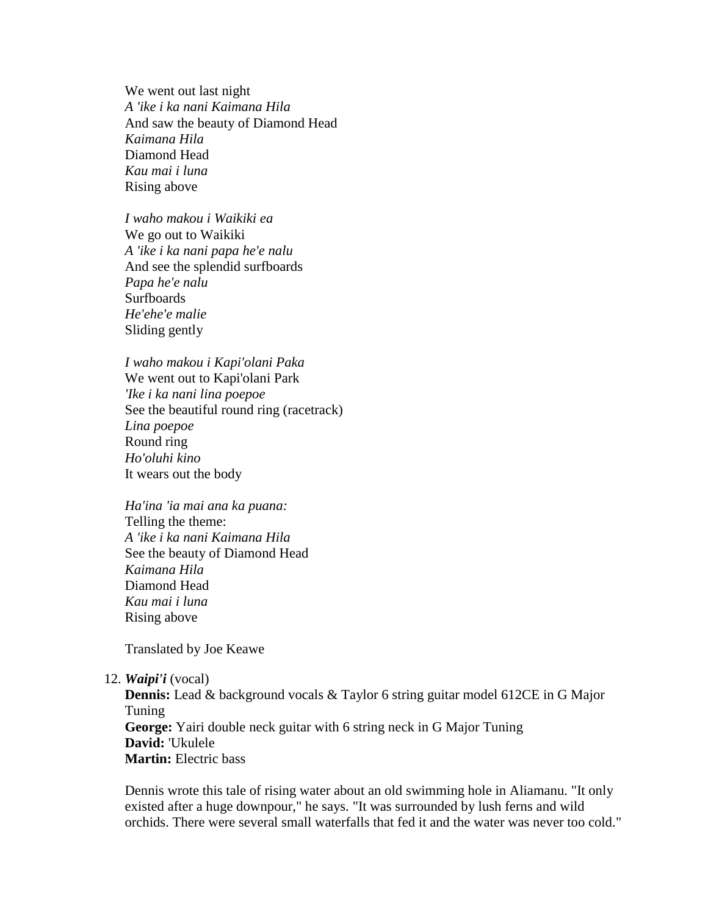We went out last night  
*A 'ike i ka nani Kaimana Hila*  
And saw the beauty of Diamond Head  
*Kaimana Hila*  
Diamond Head  
*Kau mai i luna*  
Rising above

*I waho makou i Waikiki ea*  
We go out to Waikiki  
*A 'ike i ka nani papa he'e nalu*  
And see the splendid surfboards  
*Papa he'e nalu*  
Surfboards  
*He'ehe'e malie*  
Sliding gently

*I waho makou i Kapi'olani Paka*  
We went out to Kapi'olani Park  
*'Ike i ka nani lina poepoe*  
See the beautiful round ring (racetrack)  
*Lina poepoe*  
Round ring  
*Ho'oluhi kino*  
It wears out the body

*Ha'ina 'ia mai ana ka puana:*  
Telling the theme:  
*A 'ike i ka nani Kaimana Hila*  
See the beauty of Diamond Head  
*Kaimana Hila*  
Diamond Head  
*Kau mai i luna*  
Rising above

Translated by Joe Keawe

12. ***Waipi'i*** (vocal)  
**Dennis:** Lead & background vocals & Taylor 6 string guitar model 612CE in G Major Tuning  
**George:** Yairi double neck guitar with 6 string neck in G Major Tuning  
**David:** 'Ukulele  
**Martin:** Electric bass

    Dennis wrote this tale of rising water about an old swimming hole in Aliamanu. "It only existed after a huge downpour," he says. "It was surrounded by lush ferns and wild orchids. There were several small waterfalls that fed it and the water was never too cold."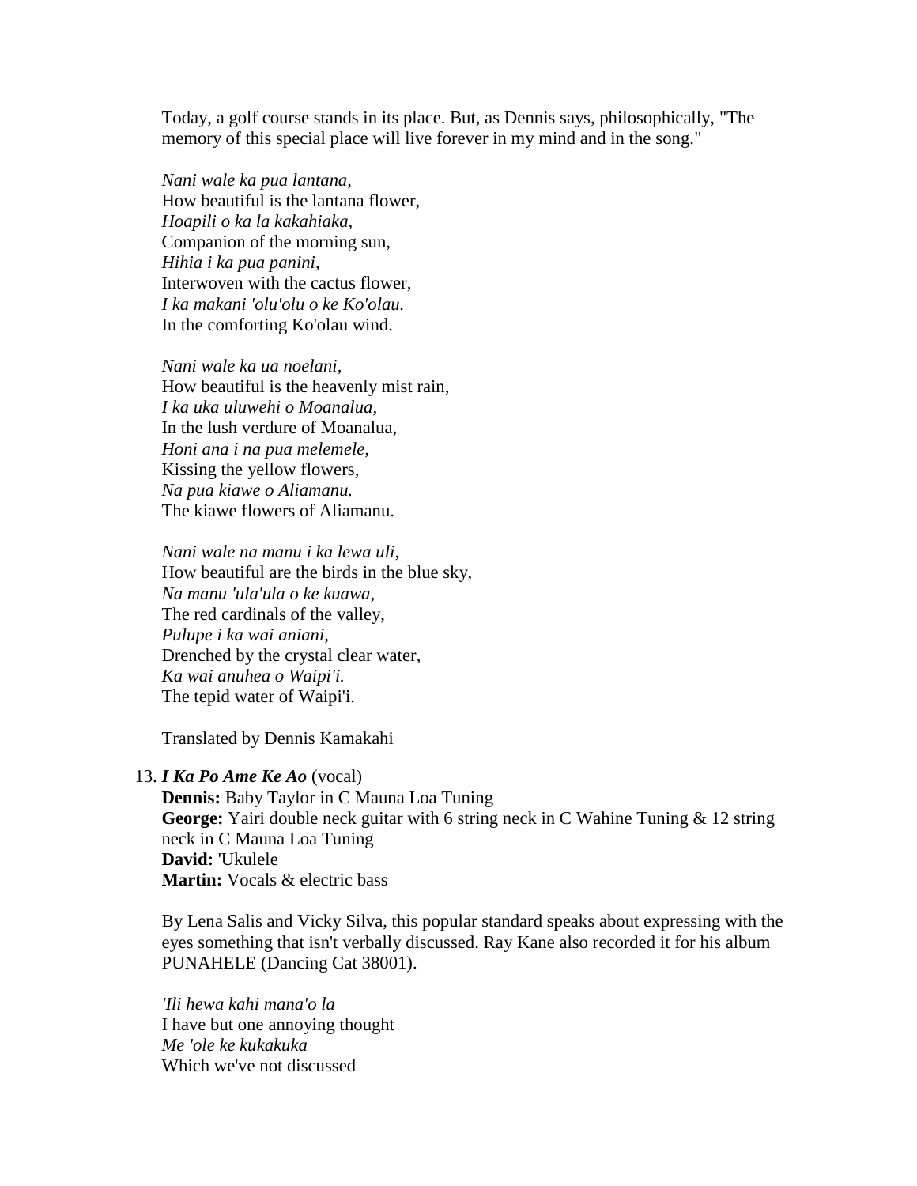Today, a golf course stands in its place. But, as Dennis says, philosophically, "The memory of this special place will live forever in my mind and in the song."

*Nani wale ka pua lantana,*
How beautiful is the lantana flower,
*Hoapili o ka la kakahiaka,*
Companion of the morning sun,
*Hihia i ka pua panini,*
Interwoven with the cactus flower,
*I ka makani 'olu'olu o ke Ko'olau.*
In the comforting Ko'olau wind.

*Nani wale ka ua noelani,*
How beautiful is the heavenly mist rain,
*I ka uka uluwehi o Moanalua,*
In the lush verdure of Moanalua,
*Honi ana i na pua melemele,*
Kissing the yellow flowers,
*Na pua kiawe o Aliamanu.*
The kiawe flowers of Aliamanu.

*Nani wale na manu i ka lewa uli,*
How beautiful are the birds in the blue sky,
*Na manu 'ula'ula o ke kuawa,*
The red cardinals of the valley,
*Pulupe i ka wai aniani,*
Drenched by the crystal clear water,
*Ka wai anuhea o Waipi'i.*
The tepid water of Waipi'i.

Translated by Dennis Kamakahi

13. ***I Ka Po Ame Ke Ao*** (vocal)
**Dennis:** Baby Taylor in C Mauna Loa Tuning
**George:** Yairi double neck guitar with 6 string neck in C Wahine Tuning & 12 string neck in C Mauna Loa Tuning
**David:** 'Ukulele
**Martin:** Vocals & electric bass

By Lena Salis and Vicky Silva, this popular standard speaks about expressing with the eyes something that isn't verbally discussed. Ray Kane also recorded it for his album PUNAHELE (Dancing Cat 38001).

*'Ili hewa kahi mana'o la*
I have but one annoying thought
*Me 'ole ke kukakuka*
Which we've not discussed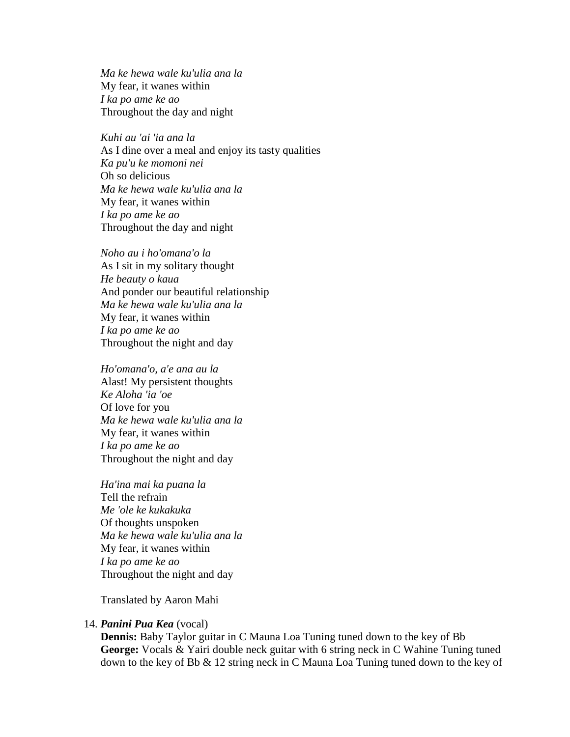*Ma ke hewa wale ku'ulia ana la*
My fear, it wanes within
*I ka po ame ke ao*
Throughout the day and night

*Kuhi au 'ai 'ia ana la*
As I dine over a meal and enjoy its tasty qualities
*Ka pu'u ke momoni nei*
Oh so delicious
*Ma ke hewa wale ku'ulia ana la*
My fear, it wanes within
*I ka po ame ke ao*
Throughout the day and night

*Noho au i ho'omana'o la*
As I sit in my solitary thought
*He beauty o kaua*
And ponder our beautiful relationship
*Ma ke hewa wale ku'ulia ana la*
My fear, it wanes within
*I ka po ame ke ao*
Throughout the night and day

*Ho'omana'o, a'e ana au la*
Alast! My persistent thoughts
*Ke Aloha 'ia 'oe*
Of love for you
*Ma ke hewa wale ku'ulia ana la*
My fear, it wanes within
*I ka po ame ke ao*
Throughout the night and day

*Ha'ina mai ka puana la*
Tell the refrain
*Me 'ole ke kukakuka*
Of thoughts unspoken
*Ma ke hewa wale ku'ulia ana la*
My fear, it wanes within
*I ka po ame ke ao*
Throughout the night and day

Translated by Aaron Mahi

14. ***Panini Pua Kea*** (vocal)
    **Dennis:** Baby Taylor guitar in C Mauna Loa Tuning tuned down to the key of Bb
    **George:** Vocals & Yairi double neck guitar with 6 string neck in C Wahine Tuning tuned down to the key of Bb & 12 string neck in C Mauna Loa Tuning tuned down to the key of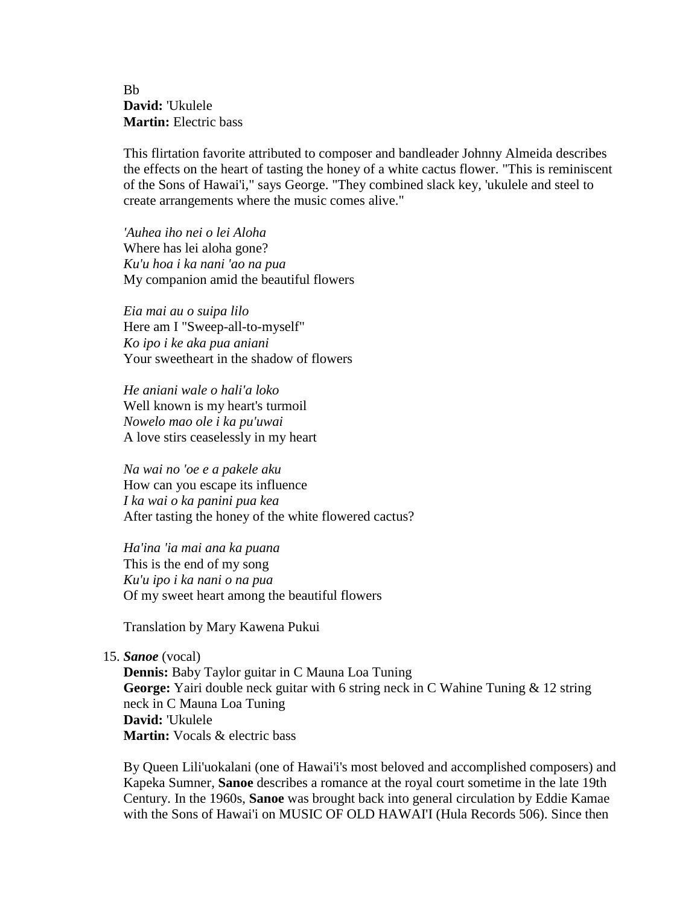Bb
**David:** 'Ukulele
**Martin:** Electric bass

This flirtation favorite attributed to composer and bandleader Johnny Almeida describes the effects on the heart of tasting the honey of a white cactus flower. "This is reminiscent of the Sons of Hawai'i," says George. "They combined slack key, 'ukulele and steel to create arrangements where the music comes alive."

*'Auhea iho nei o lei Aloha*
Where has lei aloha gone?
*Ku'u hoa i ka nani 'ao na pua*
My companion amid the beautiful flowers

*Eia mai au o suipa lilo*
Here am I "Sweep-all-to-myself"
*Ko ipo i ke aka pua aniani*
Your sweetheart in the shadow of flowers

*He aniani wale o hali'a loko*
Well known is my heart's turmoil
*Nowelo mao ole i ka pu'uwai*
A love stirs ceaselessly in my heart

*Na wai no 'oe e a pakele aku*
How can you escape its influence
*I ka wai o ka panini pua kea*
After tasting the honey of the white flowered cactus?

*Ha'ina 'ia mai ana ka puana*
This is the end of my song
*Ku'u ipo i ka nani o na pua*
Of my sweet heart among the beautiful flowers

Translation by Mary Kawena Pukui

15. ***Sanoe*** (vocal)
    **Dennis:** Baby Taylor guitar in C Mauna Loa Tuning
    **George:** Yairi double neck guitar with 6 string neck in C Wahine Tuning & 12 string neck in C Mauna Loa Tuning
    **David:** 'Ukulele
    **Martin:** Vocals & electric bass

    By Queen Lili'uokalani (one of Hawai'i's most beloved and accomplished composers) and Kapeka Sumner, **Sanoe** describes a romance at the royal court sometime in the late 19th Century. In the 1960s, **Sanoe** was brought back into general circulation by Eddie Kamae with the Sons of Hawai'i on MUSIC OF OLD HAWAI'I (Hula Records 506). Since then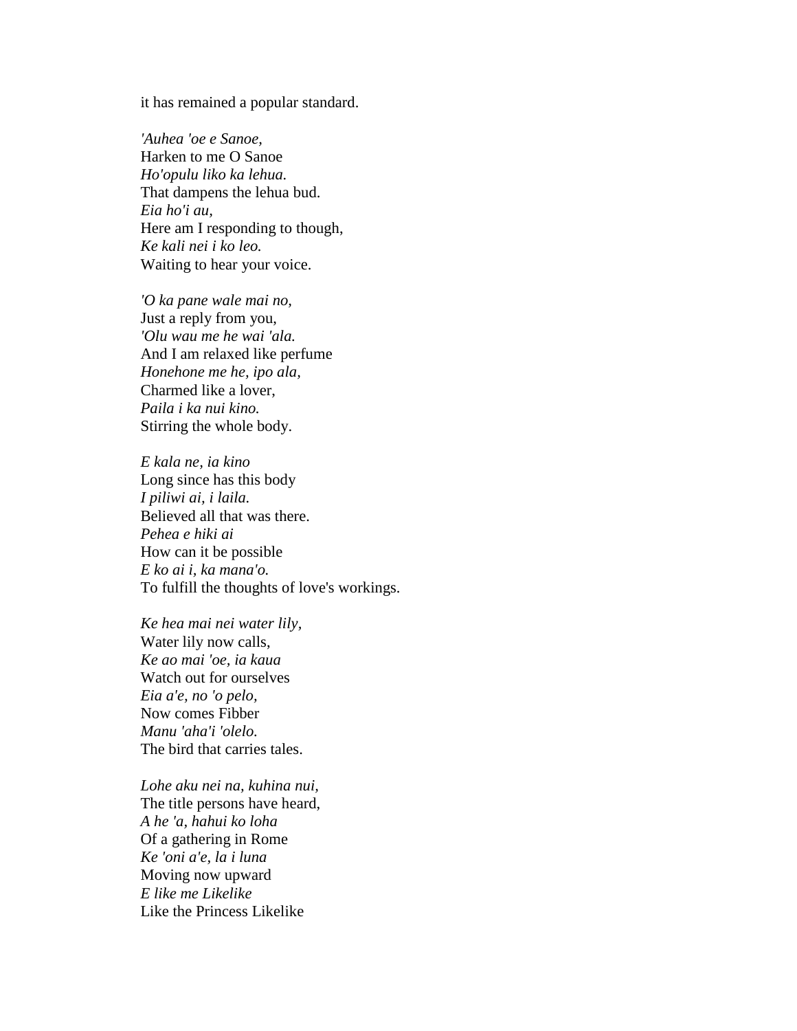it has remained a popular standard.

*'Auhea 'oe e Sanoe,*
Harken to me O Sanoe
*Ho'opulu liko ka lehua.*
That dampens the lehua bud.
*Eia ho'i au,*
Here am I responding to though,
*Ke kali nei i ko leo.*
Waiting to hear your voice.

*'O ka pane wale mai no,*
Just a reply from you,
*'Olu wau me he wai 'ala.*
And I am relaxed like perfume
*Honehone me he, ipo ala,*
Charmed like a lover,
*Paila i ka nui kino.*
Stirring the whole body.

*E kala ne, ia kino*
Long since has this body
*I piliwi ai, i laila.*
Believed all that was there.
*Pehea e hiki ai*
How can it be possible
*E ko ai i, ka mana'o.*
To fulfill the thoughts of love's workings.

*Ke hea mai nei water lily,*
Water lily now calls,
*Ke ao mai 'oe, ia kaua*
Watch out for ourselves
*Eia a'e, no 'o pelo,*
Now comes Fibber
*Manu 'aha'i 'olelo.*
The bird that carries tales.

*Lohe aku nei na, kuhina nui,*
The title persons have heard,
*A he 'a, hahui ko loha*
Of a gathering in Rome
*Ke 'oni a'e, la i luna*
Moving now upward
*E like me Likelike*
Like the Princess Likelike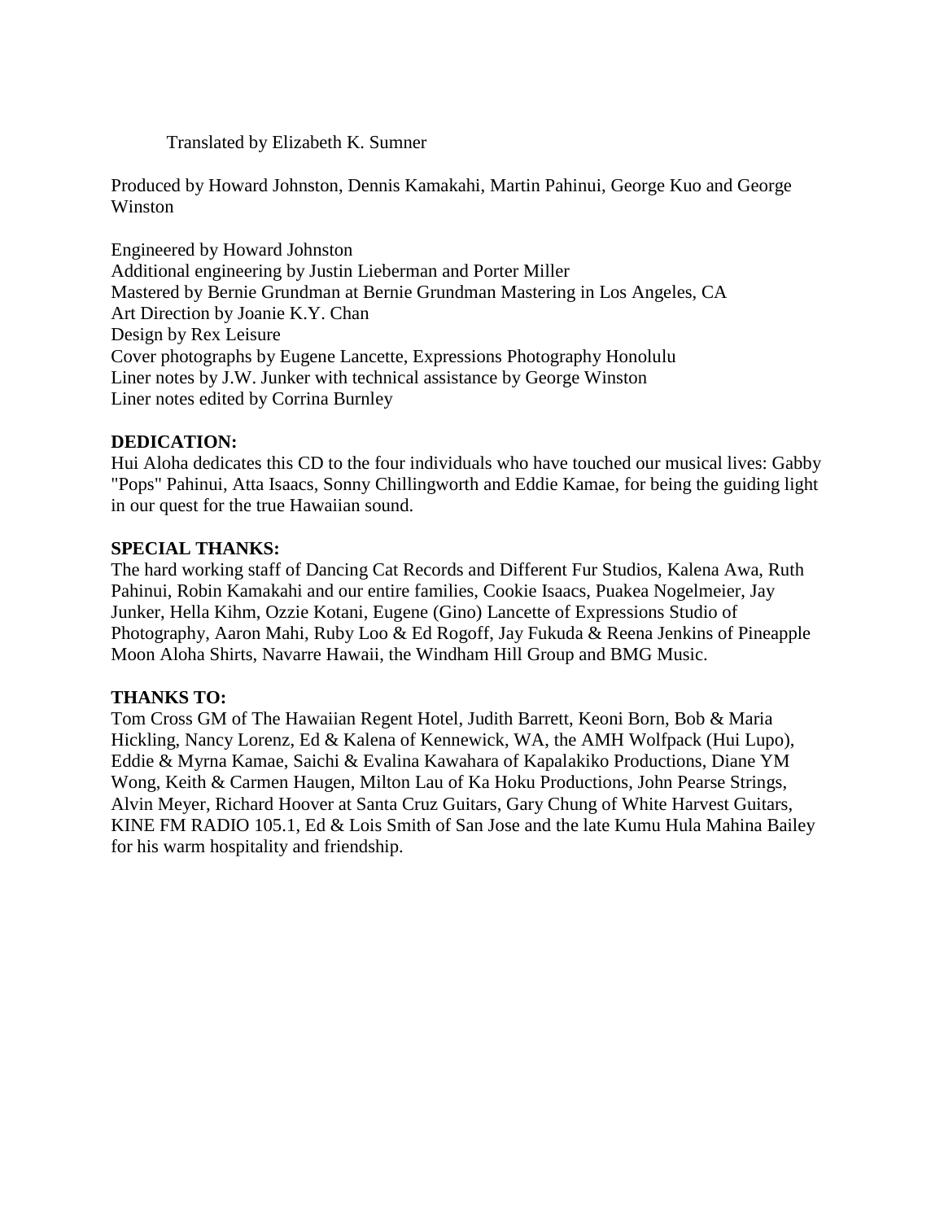Translated by Elizabeth K. Sumner

Produced by Howard Johnston, Dennis Kamakahi, Martin Pahinui, George Kuo and George Winston

Engineered by Howard Johnston
Additional engineering by Justin Lieberman and Porter Miller
Mastered by Bernie Grundman at Bernie Grundman Mastering in Los Angeles, CA
Art Direction by Joanie K.Y. Chan
Design by Rex Leisure
Cover photographs by Eugene Lancette, Expressions Photography Honolulu
Liner notes by J.W. Junker with technical assistance by George Winston
Liner notes edited by Corrina Burnley

**DEDICATION:**
Hui Aloha dedicates this CD to the four individuals who have touched our musical lives: Gabby "Pops" Pahinui, Atta Isaacs, Sonny Chillingworth and Eddie Kamae, for being the guiding light in our quest for the true Hawaiian sound.

**SPECIAL THANKS:**
The hard working staff of Dancing Cat Records and Different Fur Studios, Kalena Awa, Ruth Pahinui, Robin Kamakahi and our entire families, Cookie Isaacs, Puakea Nogelmeier, Jay Junker, Hella Kihm, Ozzie Kotani, Eugene (Gino) Lancette of Expressions Studio of Photography, Aaron Mahi, Ruby Loo & Ed Rogoff, Jay Fukuda & Reena Jenkins of Pineapple Moon Aloha Shirts, Navarre Hawaii, the Windham Hill Group and BMG Music.

**THANKS TO:**
Tom Cross GM of The Hawaiian Regent Hotel, Judith Barrett, Keoni Born, Bob & Maria Hickling, Nancy Lorenz, Ed & Kalena of Kennewick, WA, the AMH Wolfpack (Hui Lupo), Eddie & Myrna Kamae, Saichi & Evalina Kawahara of Kapalakiko Productions, Diane YM Wong, Keith & Carmen Haugen, Milton Lau of Ka Hoku Productions, John Pearse Strings, Alvin Meyer, Richard Hoover at Santa Cruz Guitars, Gary Chung of White Harvest Guitars, KINE FM RADIO 105.1, Ed & Lois Smith of San Jose and the late Kumu Hula Mahina Bailey for his warm hospitality and friendship.